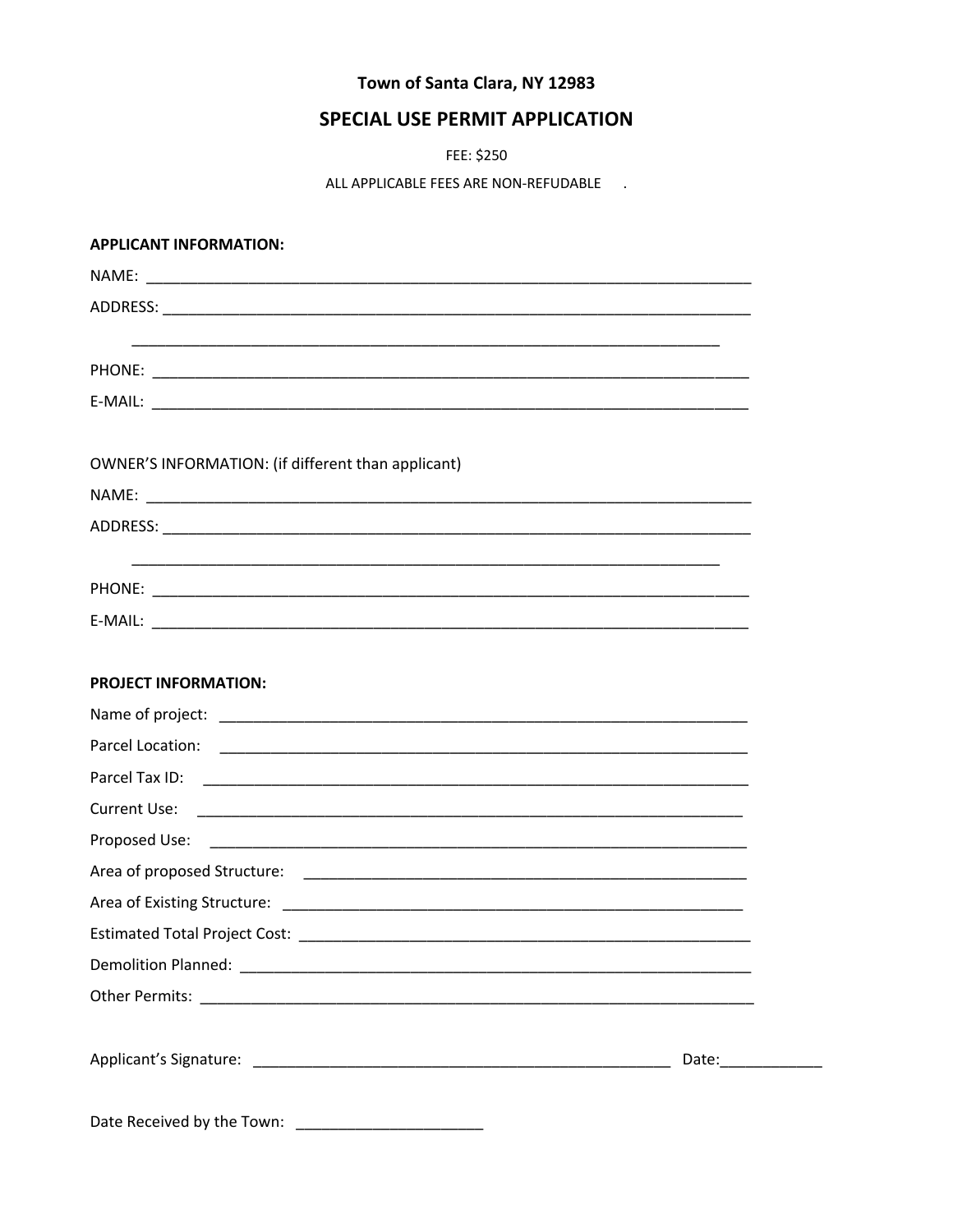**Town of Santa Clara, NY 12983**

# SPECIAL USE PERMIT APPLICATION

FEE: $250

ALL APPLICABLE FEES ARE NON-REFUDABLE .

**APPLICANT INFORMATION:**

NAME: ___________________________________________________________________________

ADDRESS: _________________________________________________________________________

_________________________________________________________________________

PHONE: ___________________________________________________________________________

E-MAIL: ___________________________________________________________________________

OWNER'S INFORMATION: (if different than applicant)

NAME: ___________________________________________________________________________

ADDRESS: _________________________________________________________________________

_________________________________________________________________________

PHONE: ___________________________________________________________________________

E-MAIL: ___________________________________________________________________________

**PROJECT INFORMATION:**

Name of project: _________________________________________________________________

Parcel Location: _________________________________________________________________

Parcel Tax ID: ___________________________________________________________________

Current Use: ____________________________________________________________________

Proposed Use: ___________________________________________________________________

Area of proposed Structure: _______________________________________________________

Area of Existing Structure: _______________________________________________________

Estimated Total Project Cost: _____________________________________________________

Demolition Planned: ______________________________________________________________

Other Permits: ___________________________________________________________________

Applicant's Signature: ___________________________________________________ Date:____________

Date Received by the Town: ______________________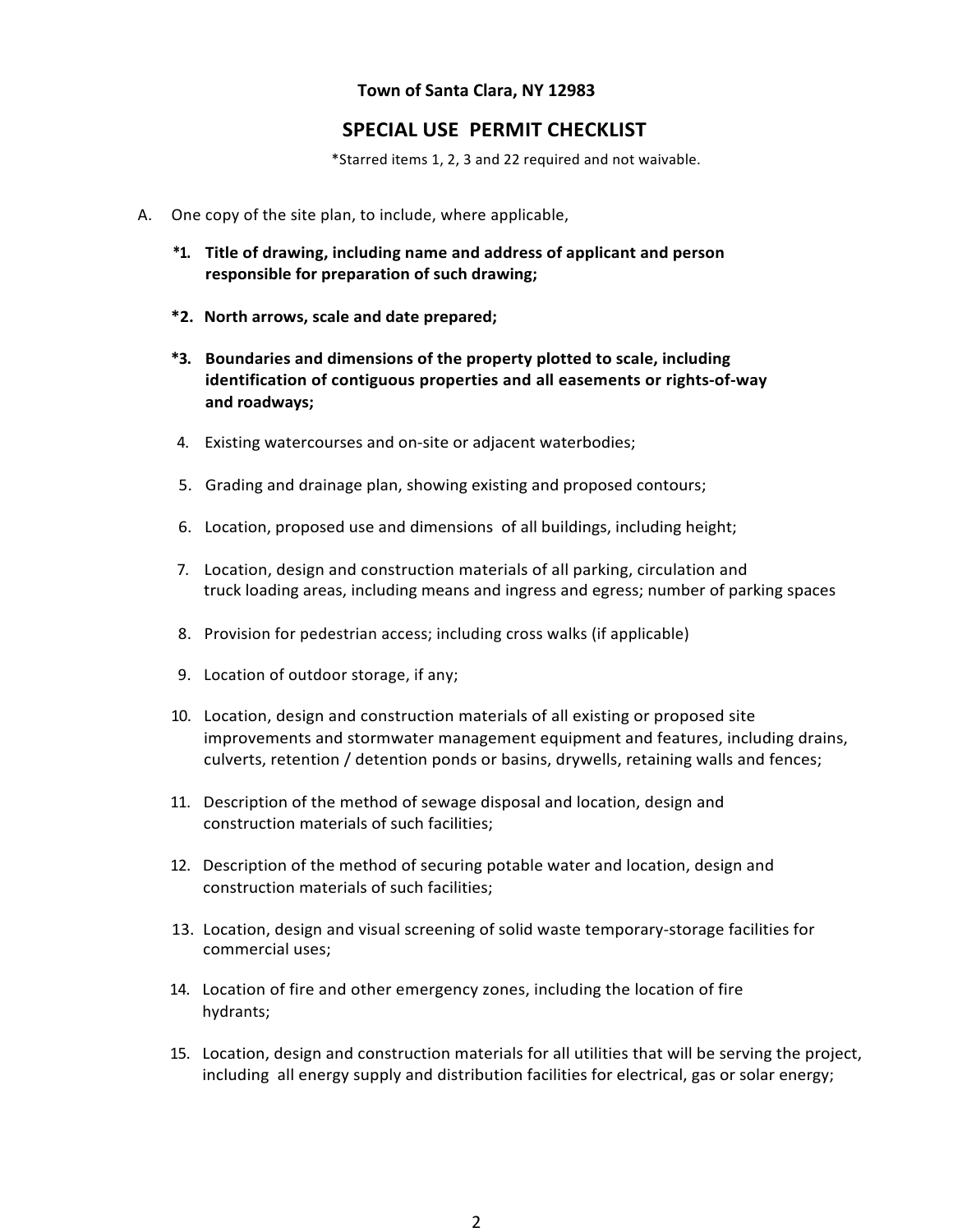**Town of Santa Clara, NY 12983**

## SPECIAL USE PERMIT CHECKLIST

*Starred items 1, 2, 3 and 22 required and not waivable.

A. One copy of the site plan, to include, where applicable,

**\*1. Title of drawing, including name and address of applicant and person responsible for preparation of such drawing;**

**\*2. North arrows, scale and date prepared;**

**\*3. Boundaries and dimensions of the property plotted to scale, including identification of contiguous properties and all easements or rights-of-way and roadways;**

4. Existing watercourses and on-site or adjacent waterbodies;

5. Grading and drainage plan, showing existing and proposed contours;

6. Location, proposed use and dimensions of all buildings, including height;

7. Location, design and construction materials of all parking, circulation and truck loading areas, including means and ingress and egress; number of parking spaces

8. Provision for pedestrian access; including cross walks (if applicable)

9. Location of outdoor storage, if any;

10. Location, design and construction materials of all existing or proposed site improvements and stormwater management equipment and features, including drains, culverts, retention / detention ponds or basins, drywells, retaining walls and fences;

11. Description of the method of sewage disposal and location, design and construction materials of such facilities;

12. Description of the method of securing potable water and location, design and construction materials of such facilities;

13. Location, design and visual screening of solid waste temporary-storage facilities for commercial uses;

14. Location of fire and other emergency zones, including the location of fire hydrants;

15. Location, design and construction materials for all utilities that will be serving the project, including all energy supply and distribution facilities for electrical, gas or solar energy;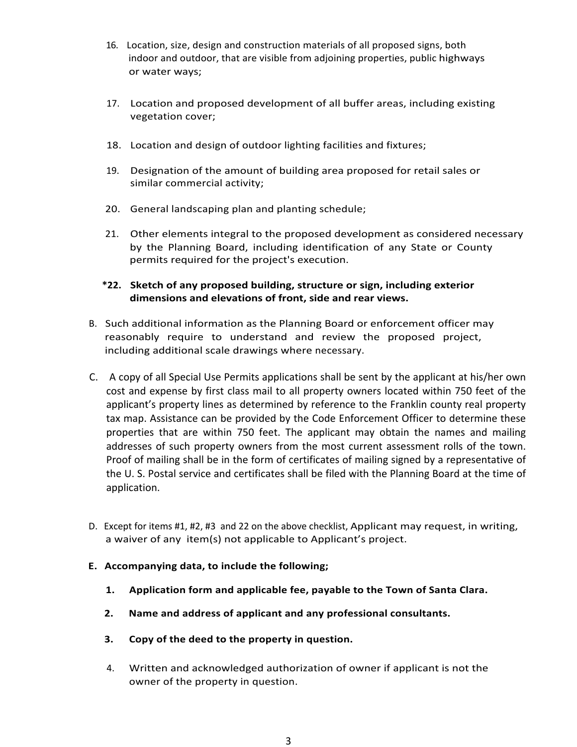16. Location, size, design and construction materials of all proposed signs, both indoor and outdoor, that are visible from adjoining properties, public highways or water ways;

17. Location and proposed development of all buffer areas, including existing vegetation cover;

18. Location and design of outdoor lighting facilities and fixtures;

19. Designation of the amount of building area proposed for retail sales or similar commercial activity;

20. General landscaping plan and planting schedule;

21. Other elements integral to the proposed development as considered necessary by the Planning Board, including identification of any State or County permits required for the project's execution.

**\*22. Sketch of any proposed building, structure or sign, including exterior dimensions and elevations of front, side and rear views.**

B. Such additional information as the Planning Board or enforcement officer may reasonably require to understand and review the proposed project, including additional scale drawings where necessary.

C. A copy of all Special Use Permits applications shall be sent by the applicant at his/her own cost and expense by first class mail to all property owners located within 750 feet of the applicant's property lines as determined by reference to the Franklin county real property tax map. Assistance can be provided by the Code Enforcement Officer to determine these properties that are within 750 feet. The applicant may obtain the names and mailing addresses of such property owners from the most current assessment rolls of the town. Proof of mailing shall be in the form of certificates of mailing signed by a representative of the U. S. Postal service and certificates shall be filed with the Planning Board at the time of application.

D. Except for items #1, #2, #3 and 22 on the above checklist, Applicant may request, in writing, a waiver of any item(s) not applicable to Applicant's project.

**E. Accompanying data, to include the following;**

1. **Application form and applicable fee, payable to the Town of Santa Clara.**
2. **Name and address of applicant and any professional consultants.**
3. **Copy of the deed to the property in question.**
4. Written and acknowledged authorization of owner if applicant is not the owner of the property in question.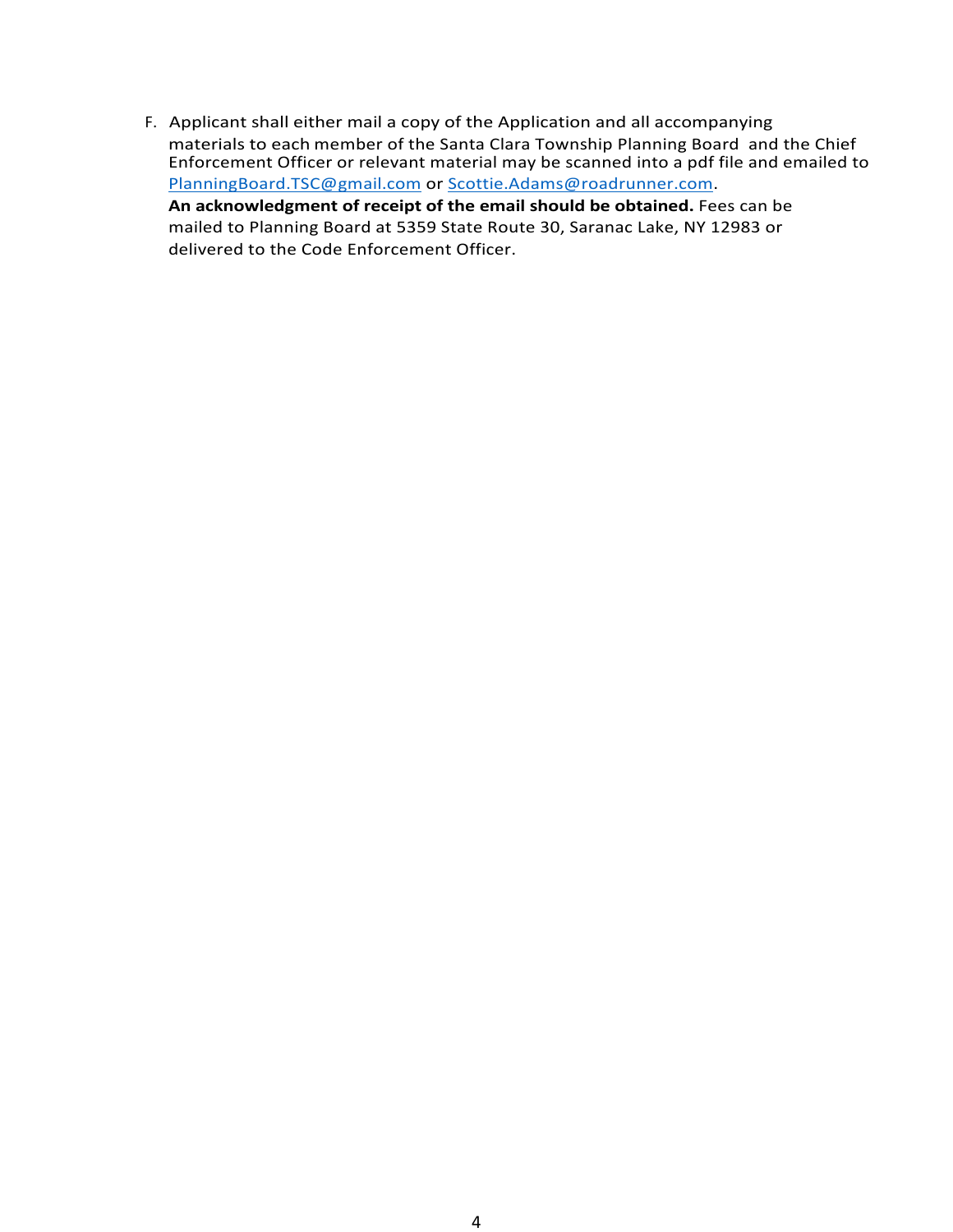F. Applicant shall either mail a copy of the Application and all accompanying materials to each member of the Santa Clara Township Planning Board and the Chief Enforcement Officer or relevant material may be scanned into a pdf file and emailed to PlanningBoard.TSC@gmail.com or Scottie.Adams@roadrunner.com. **An acknowledgment of receipt of the email should be obtained.** Fees can be mailed to Planning Board at 5359 State Route 30, Saranac Lake, NY 12983 or delivered to the Code Enforcement Officer.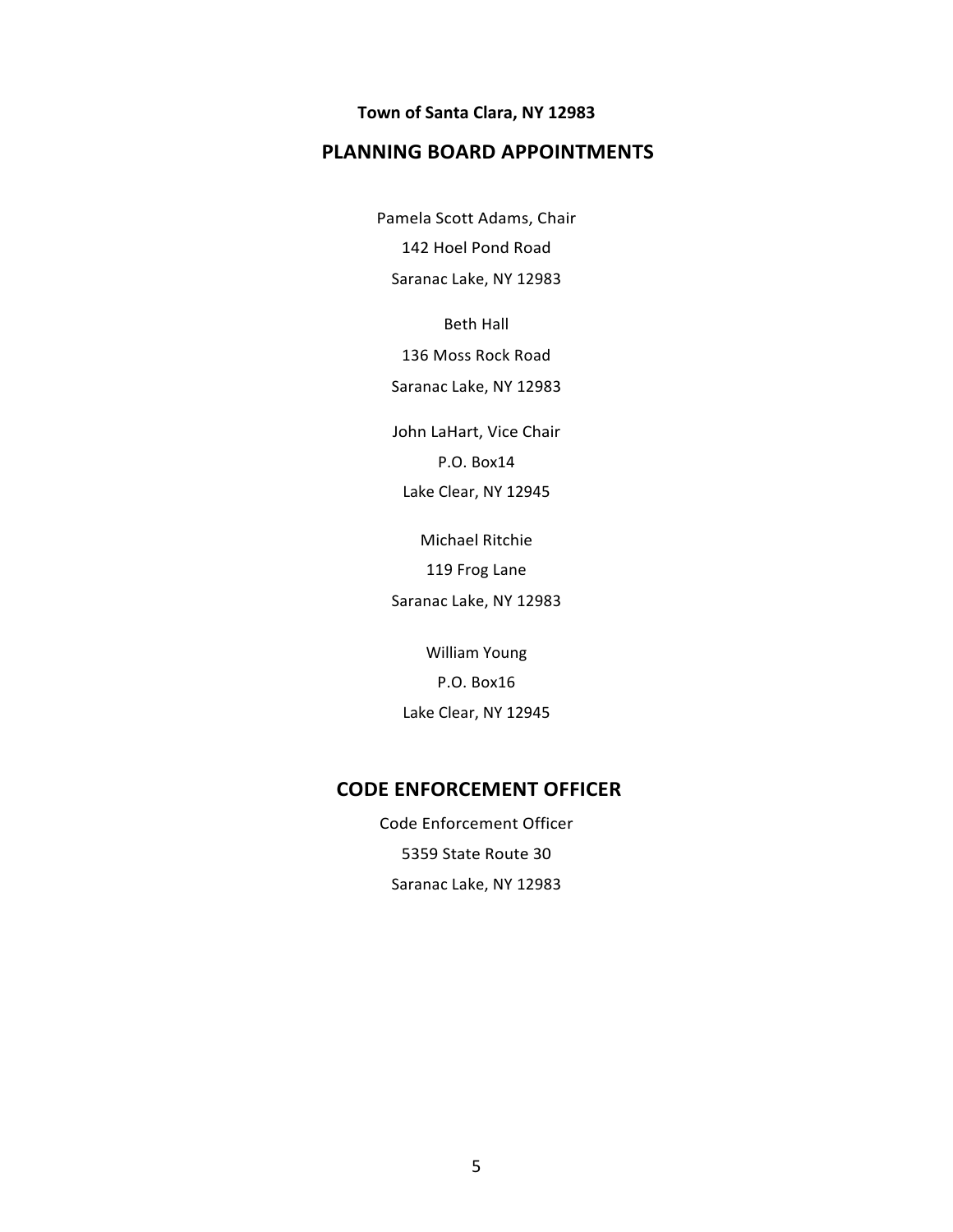**Town of Santa Clara, NY 12983**

## PLANNING BOARD APPOINTMENTS

Pamela Scott Adams, Chair
142 Hoel Pond Road
Saranac Lake, NY 12983

Beth Hall
136 Moss Rock Road
Saranac Lake, NY 12983

John LaHart, Vice Chair
P.O. Box14
Lake Clear, NY 12945

Michael Ritchie
119 Frog Lane
Saranac Lake, NY 12983

William Young
P.O. Box16
Lake Clear, NY 12945

## CODE ENFORCEMENT OFFICER

Code Enforcement Officer
5359 State Route 30
Saranac Lake, NY 12983